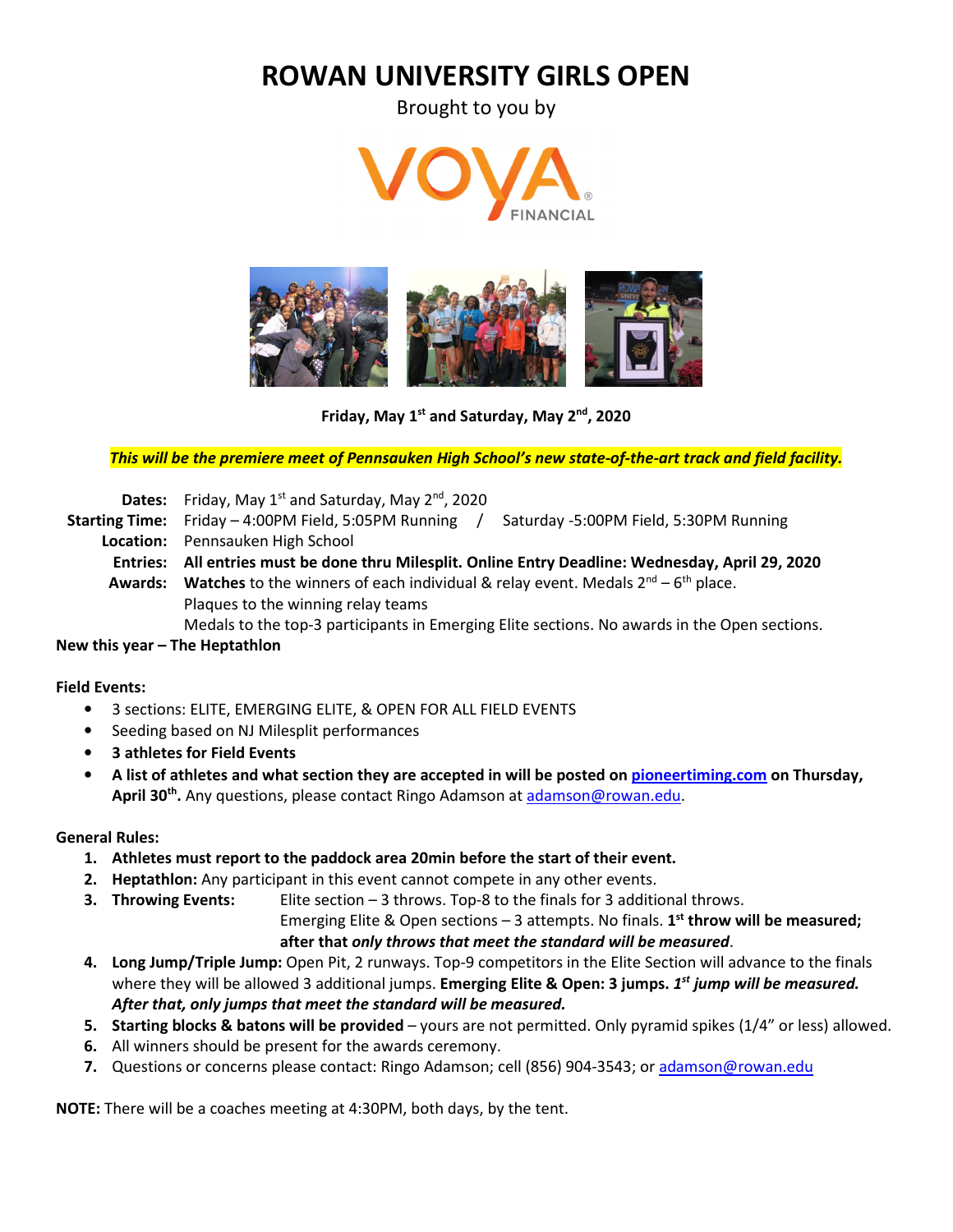# ROWAN UNIVERSITY GIRLS OPEN

Brought to you by

VOYA FINANCIAL

**Friday, May 1st and Saturday, May 2nd, 2020**

***This will be the premiere meet of Pennsauken High School's new state-of-the-art track and field facility.***

**Dates:** Friday, May 1st and Saturday, May 2nd, 2020

**Starting Time:** Friday – 4:00PM Field, 5:05PM Running / Saturday -5:00PM Field, 5:30PM Running

**Location:** Pennsauken High School

**Entries:** **All entries must be done thru Milesplit. Online Entry Deadline: Wednesday, April 29, 2020**

**Awards:** **Watches** to the winners of each individual & relay event. Medals 2nd – 6th place.
Plaques to the winning relay teams
Medals to the top-3 participants in Emerging Elite sections. No awards in the Open sections.

**New this year – The Heptathlon**

**Field Events:**

- 3 sections: ELITE, EMERGING ELITE, & OPEN FOR ALL FIELD EVENTS
- Seeding based on NJ Milesplit performances
- **3 athletes for Field Events**
- **A list of athletes and what section they are accepted in will be posted on pioneertiming.com on Thursday, April 30th.** Any questions, please contact Ringo Adamson at adamson@rowan.edu.

**General Rules:**

1. **Athletes must report to the paddock area 20min before the start of their event.**
2. **Heptathlon:** Any participant in this event cannot compete in any other events.
3. **Throwing Events:** Elite section – 3 throws. Top-8 to the finals for 3 additional throws.
   Emerging Elite & Open sections – 3 attempts. No finals. **1st throw will be measured; after that *only throws that meet the standard will be measured*.**
4. **Long Jump/Triple Jump:** Open Pit, 2 runways. Top-9 competitors in the Elite Section will advance to the finals where they will be allowed 3 additional jumps. **Emerging Elite & Open: 3 jumps. *1st jump will be measured. After that, only jumps that meet the standard will be measured.***
5. **Starting blocks & batons will be provided** – yours are not permitted. Only pyramid spikes (1/4" or less) allowed.
6. All winners should be present for the awards ceremony.
7. Questions or concerns please contact: Ringo Adamson; cell (856) 904-3543; or adamson@rowan.edu

**NOTE:** There will be a coaches meeting at 4:30PM, both days, by the tent.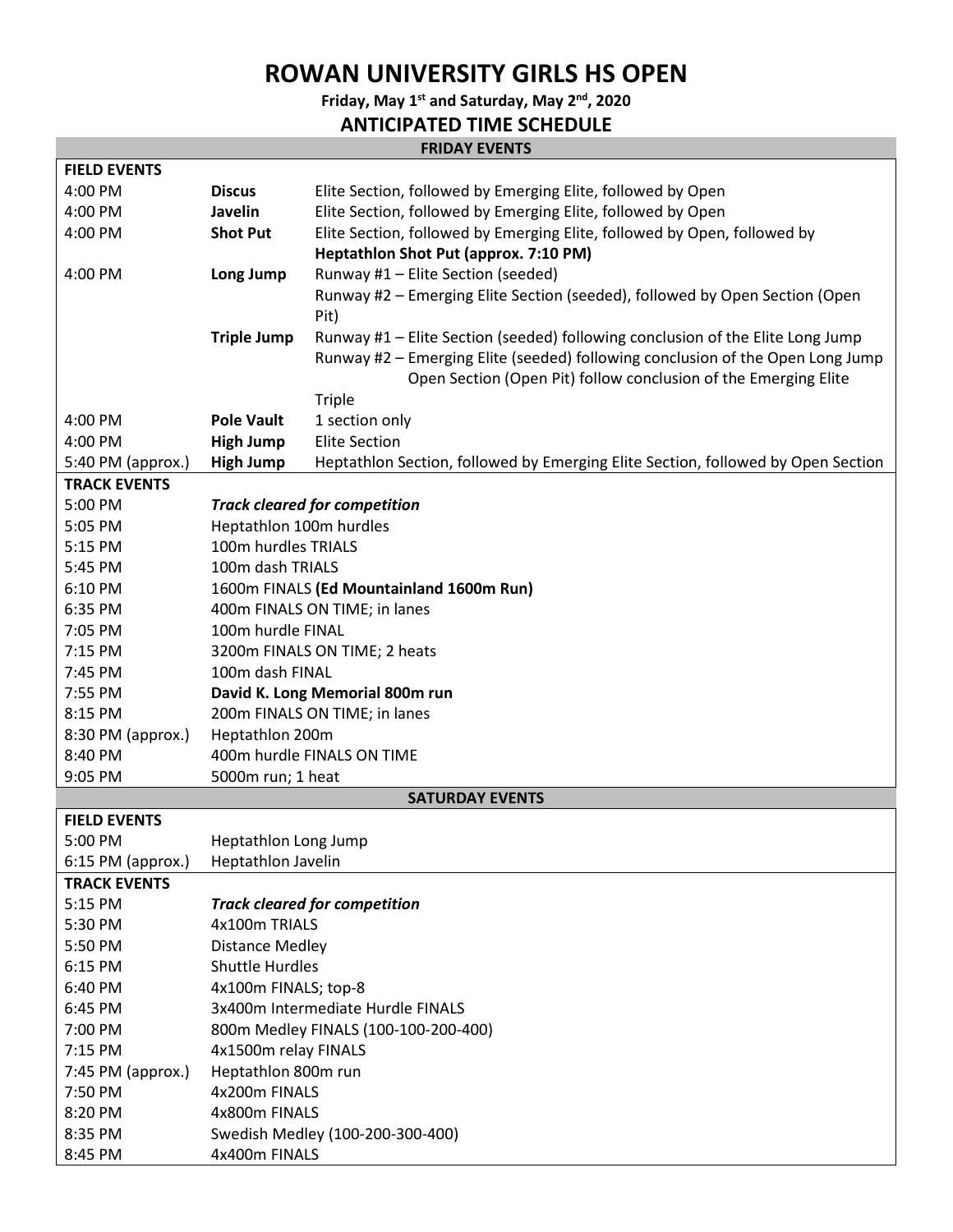# ROWAN UNIVERSITY GIRLS HS OPEN

**Friday, May 1st and Saturday, May 2nd, 2020**

## ANTICIPATED TIME SCHEDULE

| | | |
|---|---|---|
| **FRIDAY EVENTS** | | |
| **FIELD EVENTS** | | |
| 4:00 PM | **Discus** | Elite Section, followed by Emerging Elite, followed by Open |
| 4:00 PM | **Javelin** | Elite Section, followed by Emerging Elite, followed by Open |
| 4:00 PM | **Shot Put** | Elite Section, followed by Emerging Elite, followed by Open, followed by **Heptathlon Shot Put (approx. 7:10 PM)** |
| 4:00 PM | **Long Jump** | Runway #1 – Elite Section (seeded)<br>Runway #2 – Emerging Elite Section (seeded), followed by Open Section (Open Pit) |
| | **Triple Jump** | Runway #1 – Elite Section (seeded) following conclusion of the Elite Long Jump<br>Runway #2 – Emerging Elite (seeded) following conclusion of the Open Long Jump<br>Open Section (Open Pit) follow conclusion of the Emerging Elite Triple |
| 4:00 PM | **Pole Vault** | 1 section only |
| 4:00 PM | **High Jump** | Elite Section |
| 5:40 PM (approx.) | **High Jump** | Heptathlon Section, followed by Emerging Elite Section, followed by Open Section |
| **TRACK EVENTS** | | |
| 5:00 PM | ***Track cleared for competition*** | |
| 5:05 PM | Heptathlon 100m hurdles | |
| 5:15 PM | 100m hurdles TRIALS | |
| 5:45 PM | 100m dash TRIALS | |
| 6:10 PM | 1600m FINALS **(Ed Mountainland 1600m Run)** | |
| 6:35 PM | 400m FINALS ON TIME; in lanes | |
| 7:05 PM | 100m hurdle FINAL | |
| 7:15 PM | 3200m FINALS ON TIME; 2 heats | |
| 7:45 PM | 100m dash FINAL | |
| 7:55 PM | **David K. Long Memorial 800m run** | |
| 8:15 PM | 200m FINALS ON TIME; in lanes | |
| 8:30 PM (approx.) | Heptathlon 200m | |
| 8:40 PM | 400m hurdle FINALS ON TIME | |
| 9:05 PM | 5000m run; 1 heat | |
| **SATURDAY EVENTS** | | |
| **FIELD EVENTS** | | |
| 5:00 PM | Heptathlon Long Jump | |
| 6:15 PM (approx.) | Heptathlon Javelin | |
| **TRACK EVENTS** | | |
| 5:15 PM | ***Track cleared for competition*** | |
| 5:30 PM | 4x100m TRIALS | |
| 5:50 PM | Distance Medley | |
| 6:15 PM | Shuttle Hurdles | |
| 6:40 PM | 4x100m FINALS; top-8 | |
| 6:45 PM | 3x400m Intermediate Hurdle FINALS | |
| 7:00 PM | 800m Medley FINALS (100-100-200-400) | |
| 7:15 PM | 4x1500m relay FINALS | |
| 7:45 PM (approx.) | Heptathlon 800m run | |
| 7:50 PM | 4x200m FINALS | |
| 8:20 PM | 4x800m FINALS | |
| 8:35 PM | Swedish Medley (100-200-300-400) | |
| 8:45 PM | 4x400m FINALS | |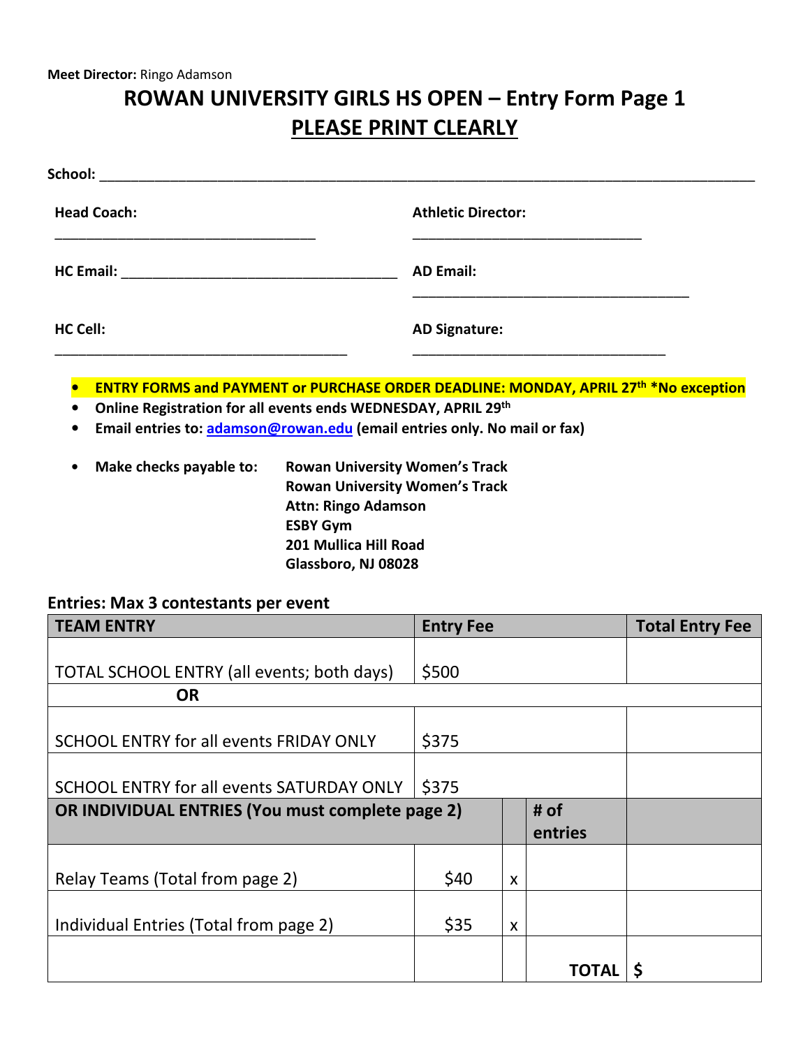**Meet Director:** Ringo Adamson

# ROWAN UNIVERSITY GIRLS HS OPEN – Entry Form Page 1

## PLEASE PRINT CLEARLY

**School:** ______________________________________________________________________________

**Head Coach:** ________________________________ **Athletic Director:** ____________________________

**HC Email:** ___________________________________ **AD Email:** ____________________________________

**HC Cell:** ______________________________________ **AD Signature:** _________________________________

- **ENTRY FORMS and PAYMENT or PURCHASE ORDER DEADLINE: MONDAY, APRIL 27th *No exception**
- **Online Registration for all events ends WEDNESDAY, APRIL 29th**
- **Email entries to: adamson@rowan.edu (email entries only. No mail or fax)**

- **Make checks payable to:** **Rowan University Women's Track**
  **Rowan University Women's Track**
  **Attn: Ringo Adamson**
  **ESBY Gym**
  **201 Mullica Hill Road**
  **Glassboro, NJ 08028**

### Entries: Max 3 contestants per event

| TEAM ENTRY | Entry Fee | | | Total Entry Fee |
|---|---|---|---|---|
| TOTAL SCHOOL ENTRY (all events; both days) | $500 | | | |
| **OR** | | | | |
| SCHOOL ENTRY for all events FRIDAY ONLY | $375 | | | |
| SCHOOL ENTRY for all events SATURDAY ONLY | $375 | | | |
| **OR INDIVIDUAL ENTRIES (You must complete page 2)** | | | **# of entries** | |
| Relay Teams (Total from page 2) | $40 | x | | |
| Individual Entries (Total from page 2) | $35 | x | | |
| | | | **TOTAL** | **$** |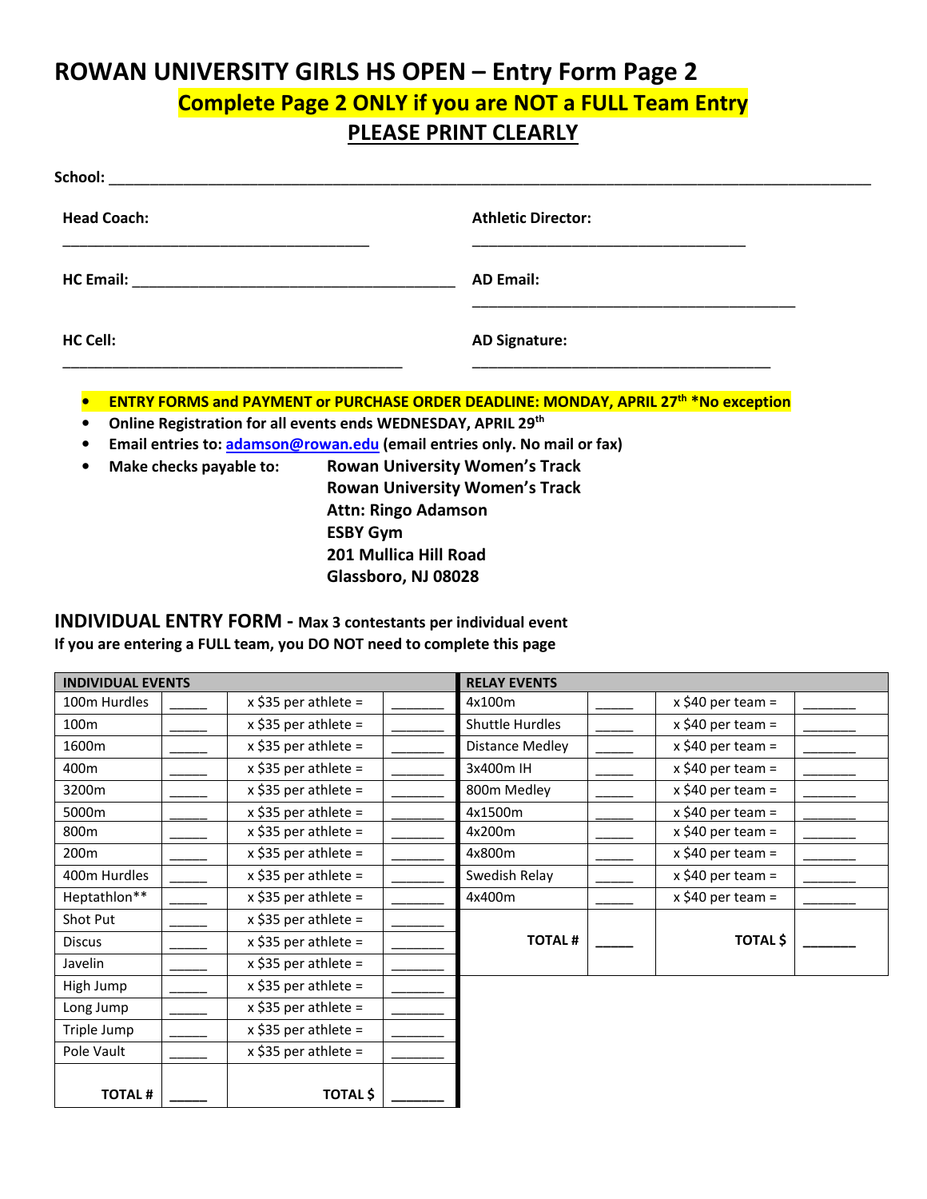# ROWAN UNIVERSITY GIRLS HS OPEN – Entry Form Page 2

## Complete Page 2 ONLY if you are NOT a FULL Team Entry

## PLEASE PRINT CLEARLY

**School:** ______________________________________________________________________________________

**Head Coach:** ___________________________________ **Athletic Director:** ______________________________

**HC Email:** ______________________________________ **AD Email:** _____________________________________

**HC Cell:** ________________________________________ **AD Signature:** _________________________________

- **ENTRY FORMS and PAYMENT or PURCHASE ORDER DEADLINE: MONDAY, APRIL 27th *No exception**
- **Online Registration for all events ends WEDNESDAY, APRIL 29th**
- **Email entries to: adamson@rowan.edu (email entries only. No mail or fax)**
- **Make checks payable to:** **Rowan University Women's Track**
  **Rowan University Women's Track**
  **Attn: Ringo Adamson**
  **ESBY Gym**
  **201 Mullica Hill Road**
  **Glassboro, NJ 08028**

## INDIVIDUAL ENTRY FORM - Max 3 contestants per individual event

**If you are entering a FULL team, you DO NOT need to complete this page**

| INDIVIDUAL EVENTS | | | |
|---|---|---|---|
| 100m Hurdles | _____ | x $35 per athlete = | _______ |
| 100m | _____ | x $35 per athlete = | _______ |
| 1600m | _____ | x $35 per athlete = | _______ |
| 400m | _____ | x $35 per athlete = | _______ |
| 3200m | _____ | x $35 per athlete = | _______ |
| 5000m | _____ | x $35 per athlete = | _______ |
| 800m | _____ | x $35 per athlete = | _______ |
| 200m | _____ | x $35 per athlete = | _______ |
| 400m Hurdles | _____ | x $35 per athlete = | _______ |
| Heptathlon** | _____ | x $35 per athlete = | _______ |
| Shot Put | _____ | x $35 per athlete = | _______ |
| Discus | _____ | x $35 per athlete = | _______ |
| Javelin | _____ | x $35 per athlete = | _______ |
| High Jump | _____ | x $35 per athlete = | _______ |
| Long Jump | _____ | x $35 per athlete = | _______ |
| Triple Jump | _____ | x $35 per athlete = | _______ |
| Pole Vault | _____ | x $35 per athlete = | _______ |
| **TOTAL #** | _____ | **TOTAL $** | _______ |

| RELAY EVENTS | | | |
|---|---|---|---|
| 4x100m | _____ | x $40 per team = | _______ |
| Shuttle Hurdles | _____ | x $40 per team = | _______ |
| Distance Medley | _____ | x $40 per team = | _______ |
| 3x400m IH | _____ | x $40 per team = | _______ |
| 800m Medley | _____ | x $40 per team = | _______ |
| 4x1500m | _____ | x $40 per team = | _______ |
| 4x200m | _____ | x $40 per team = | _______ |
| 4x800m | _____ | x $40 per team = | _______ |
| Swedish Relay | _____ | x $40 per team = | _______ |
| 4x400m | _____ | x $40 per team = | _______ |
| **TOTAL #** | _____ | **TOTAL $** | _______ |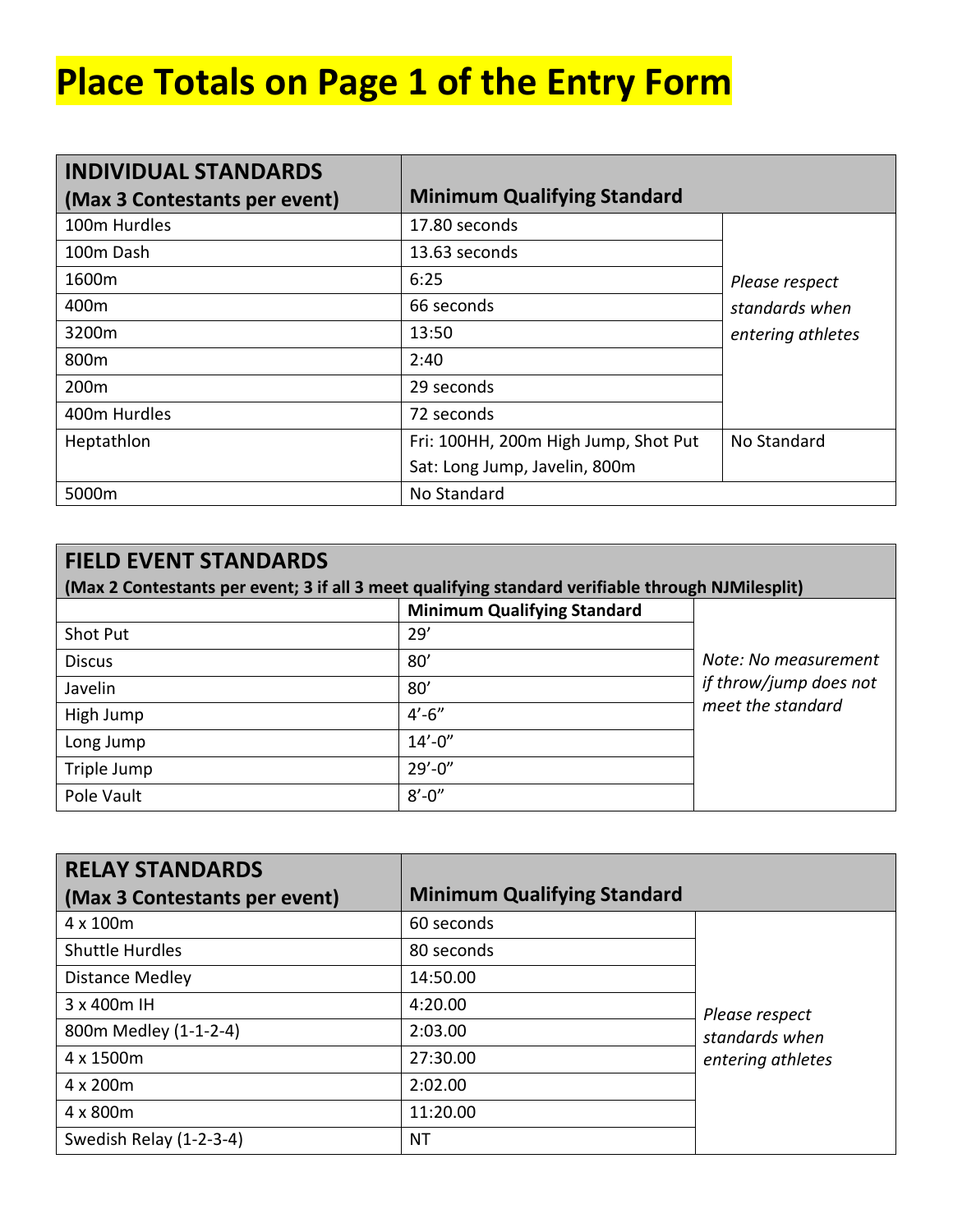# Place Totals on Page 1 of the Entry Form

| INDIVIDUAL STANDARDS (Max 3 Contestants per event) | Minimum Qualifying Standard | |
|---|---|---|
| 100m Hurdles | 17.80 seconds | *Please respect standards when entering athletes* |
| 100m Dash | 13.63 seconds | |
| 1600m | 6:25 | |
| 400m | 66 seconds | |
| 3200m | 13:50 | |
| 800m | 2:40 | |
| 200m | 29 seconds | |
| 400m Hurdles | 72 seconds | |
| Heptathlon | Fri: 100HH, 200m High Jump, Shot Put<br>Sat: Long Jump, Javelin, 800m | No Standard |
| 5000m | No Standard | |

| FIELD EVENT STANDARDS (Max 2 Contestants per event; 3 if all 3 meet qualifying standard verifiable through NJMilesplit) | | |
|---|---|---|
| | **Minimum Qualifying Standard** | |
| Shot Put | 29’ | *Note: No measurement if throw/jump does not meet the standard* |
| Discus | 80’ | |
| Javelin | 80’ | |
| High Jump | 4’-6” | |
| Long Jump | 14’-0” | |
| Triple Jump | 29’-0” | |
| Pole Vault | 8’-0” | |

| RELAY STANDARDS (Max 3 Contestants per event) | Minimum Qualifying Standard | |
|---|---|---|
| 4 x 100m | 60 seconds | *Please respect standards when entering athletes* |
| Shuttle Hurdles | 80 seconds | |
| Distance Medley | 14:50.00 | |
| 3 x 400m IH | 4:20.00 | |
| 800m Medley (1-1-2-4) | 2:03.00 | |
| 4 x 1500m | 27:30.00 | |
| 4 x 200m | 2:02.00 | |
| 4 x 800m | 11:20.00 | |
| Swedish Relay (1-2-3-4) | NT | |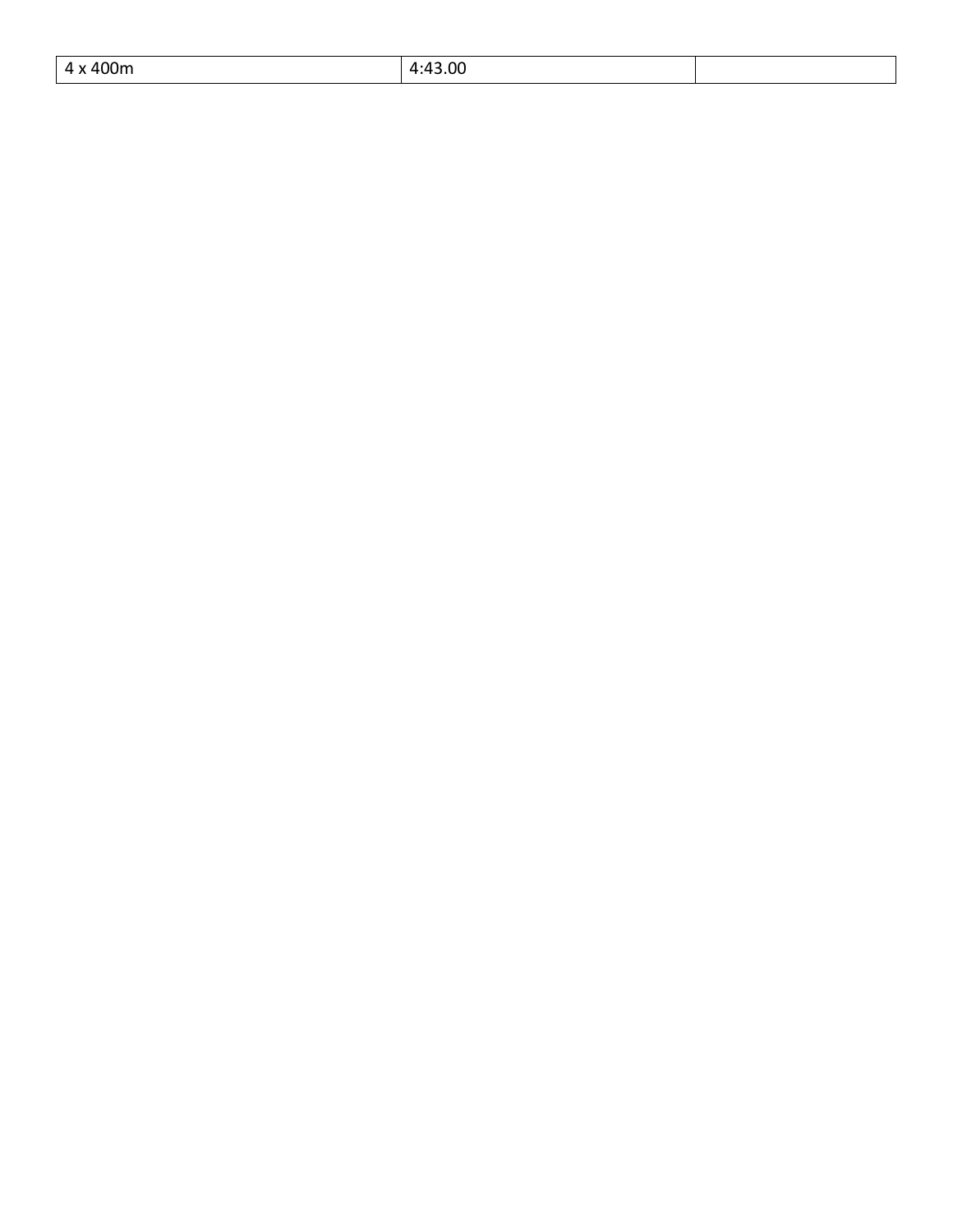| | | |
|---|---|---|
| 4 x 400m | 4:43.00 | |